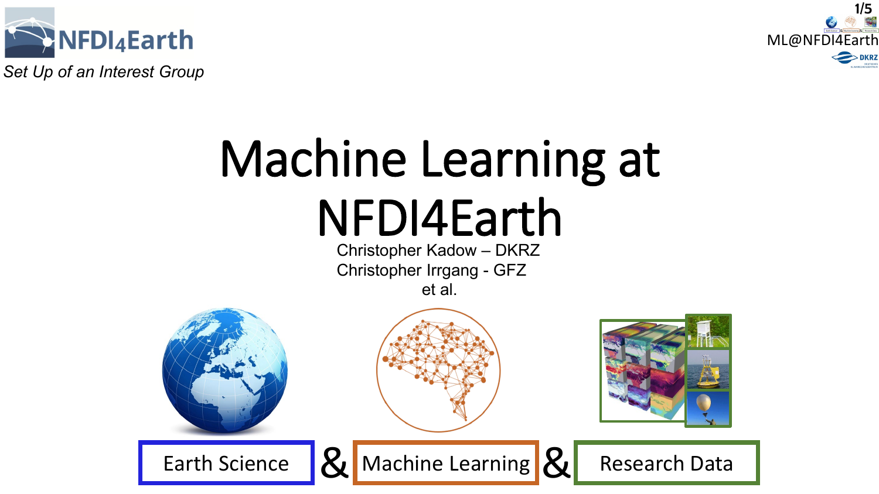NFDI4Earth

*Set Up of an Interest Group*

ML@NFDI4Earth

# Machine Learning at NFDI4Earth

Christopher Kadow – DKRZ
Christopher Irrgang - GFZ
et al.

Earth Science & Machine Learning & Research Data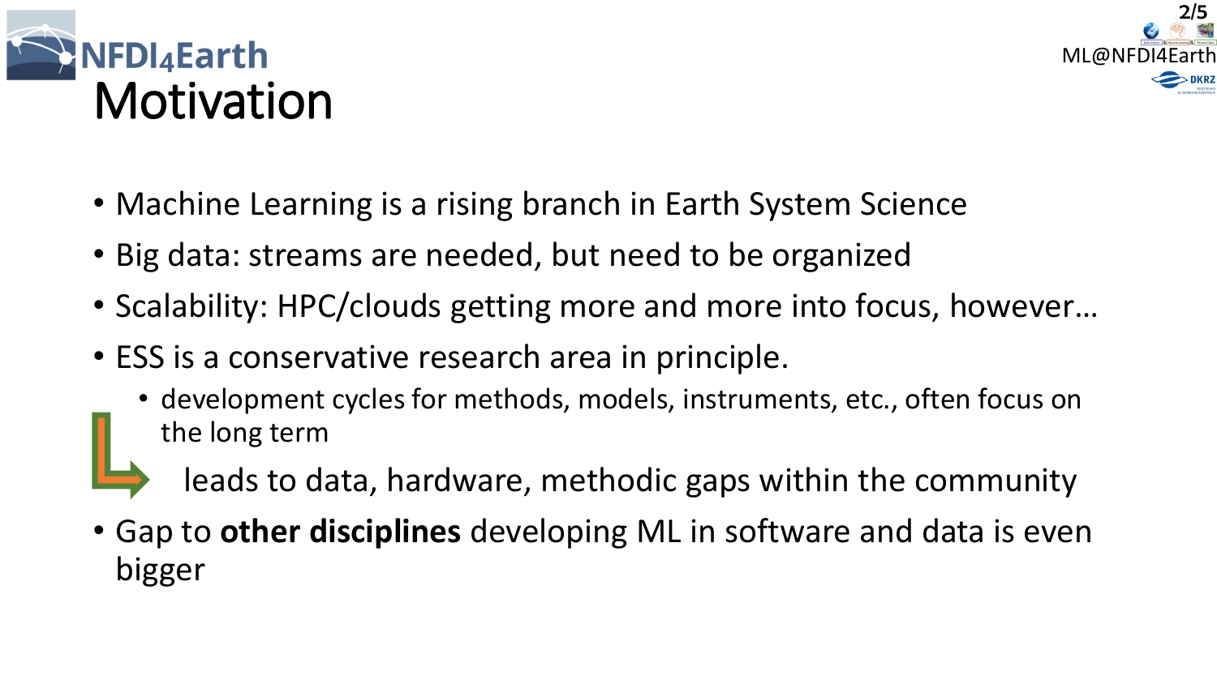# Motivation

- Machine Learning is a rising branch in Earth System Science
- Big data: streams are needed, but need to be organized
- Scalability: HPC/clouds getting more and more into focus, however…
- ESS is a conservative research area in principle.
  - development cycles for methods, models, instruments, etc., often focus on the long term

  ↳ leads to data, hardware, methodic gaps within the community
- Gap to **other disciplines** developing ML in software and data is even bigger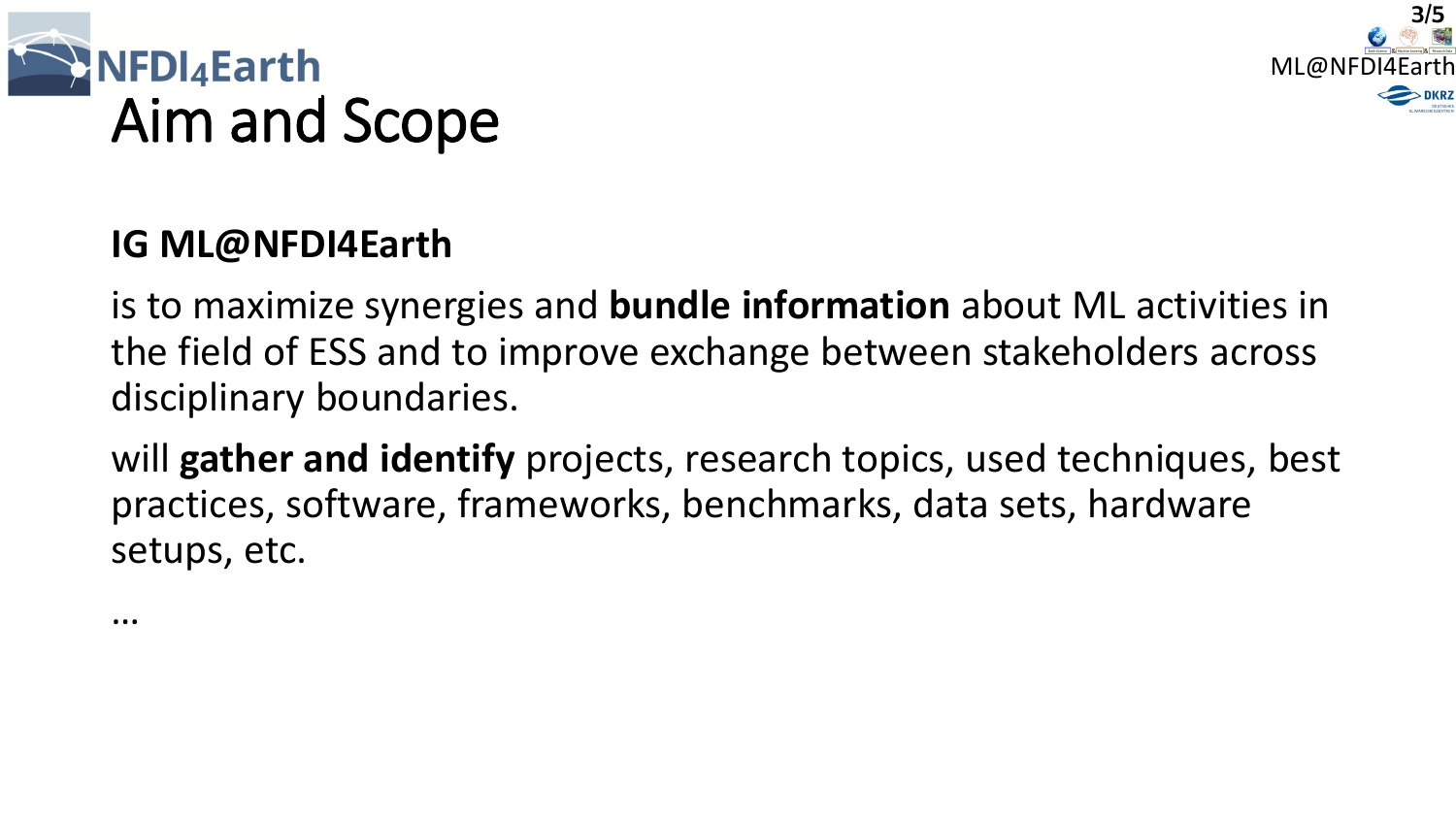# Aim and Scope

**IG ML@NFDI4Earth**

is to maximize synergies and **bundle information** about ML activities in the field of ESS and to improve exchange between stakeholders across disciplinary boundaries.

will **gather and identify** projects, research topics, used techniques, best practices, software, frameworks, benchmarks, data sets, hardware setups, etc.

…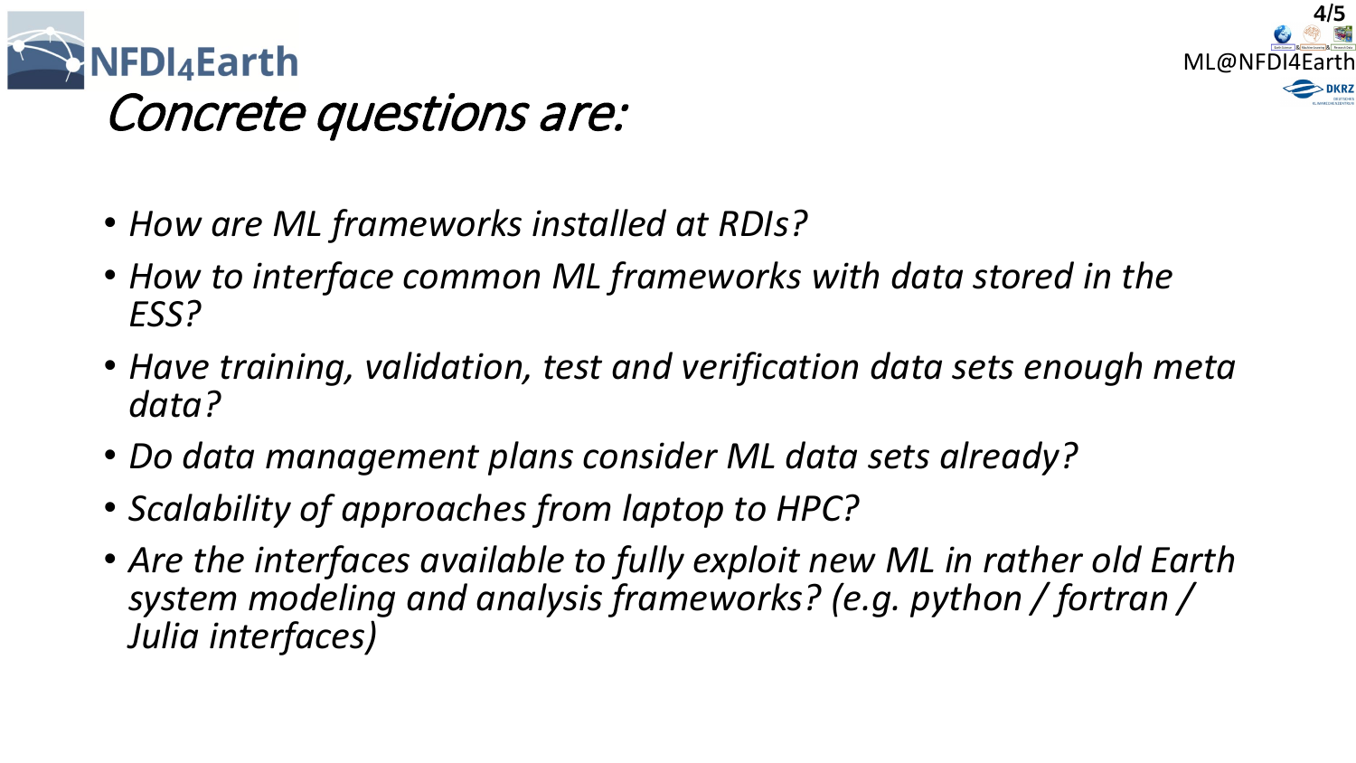# *Concrete questions are:*

- *How are ML frameworks installed at RDIs?*
- *How to interface common ML frameworks with data stored in the ESS?*
- *Have training, validation, test and verification data sets enough meta data?*
- *Do data management plans consider ML data sets already?*
- *Scalability of approaches from laptop to HPC?*
- *Are the interfaces available to fully exploit new ML in rather old Earth system modeling and analysis frameworks? (e.g. python / fortran / Julia interfaces)*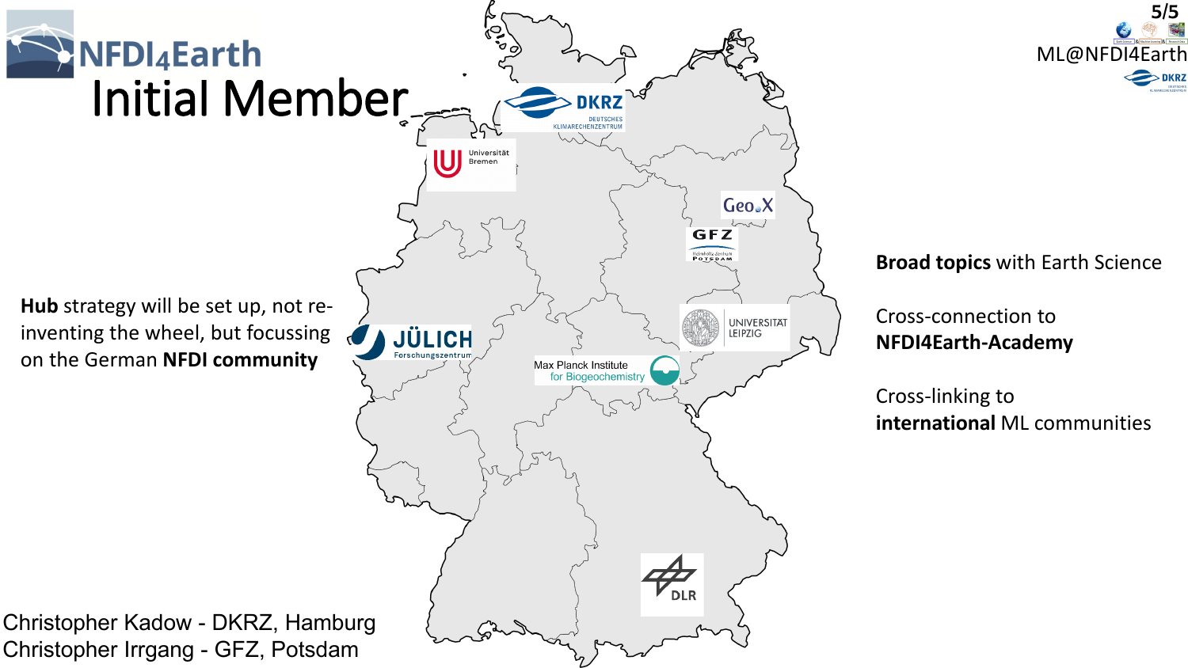# NFDI4Earth Initial Member

ML@NFDI4Earth

**Hub** strategy will be set up, not re-inventing the wheel, but focussing on the German **NFDI community**

DKRZ Deutsches Klimarechenzentrum

Universität Bremen

Geo.X

GFZ Helmholtz-Zentrum Potsdam

Universität Leipzig

Jülich Forschungszentrum

Max Planck Institute for Biogeochemistry

DLR

**Broad topics** with Earth Science

Cross-connection to **NFDI4Earth-Academy**

Cross-linking to **international** ML communities

Christopher Kadow - DKRZ, Hamburg
Christopher Irrgang - GFZ, Potsdam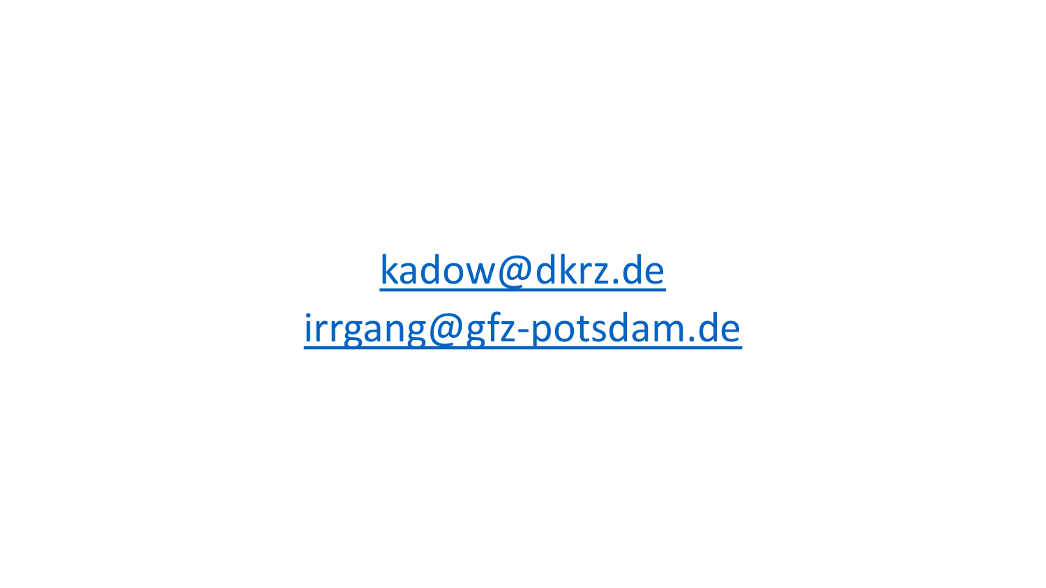kadow@dkrz.de

irrgang@gfz-potsdam.de